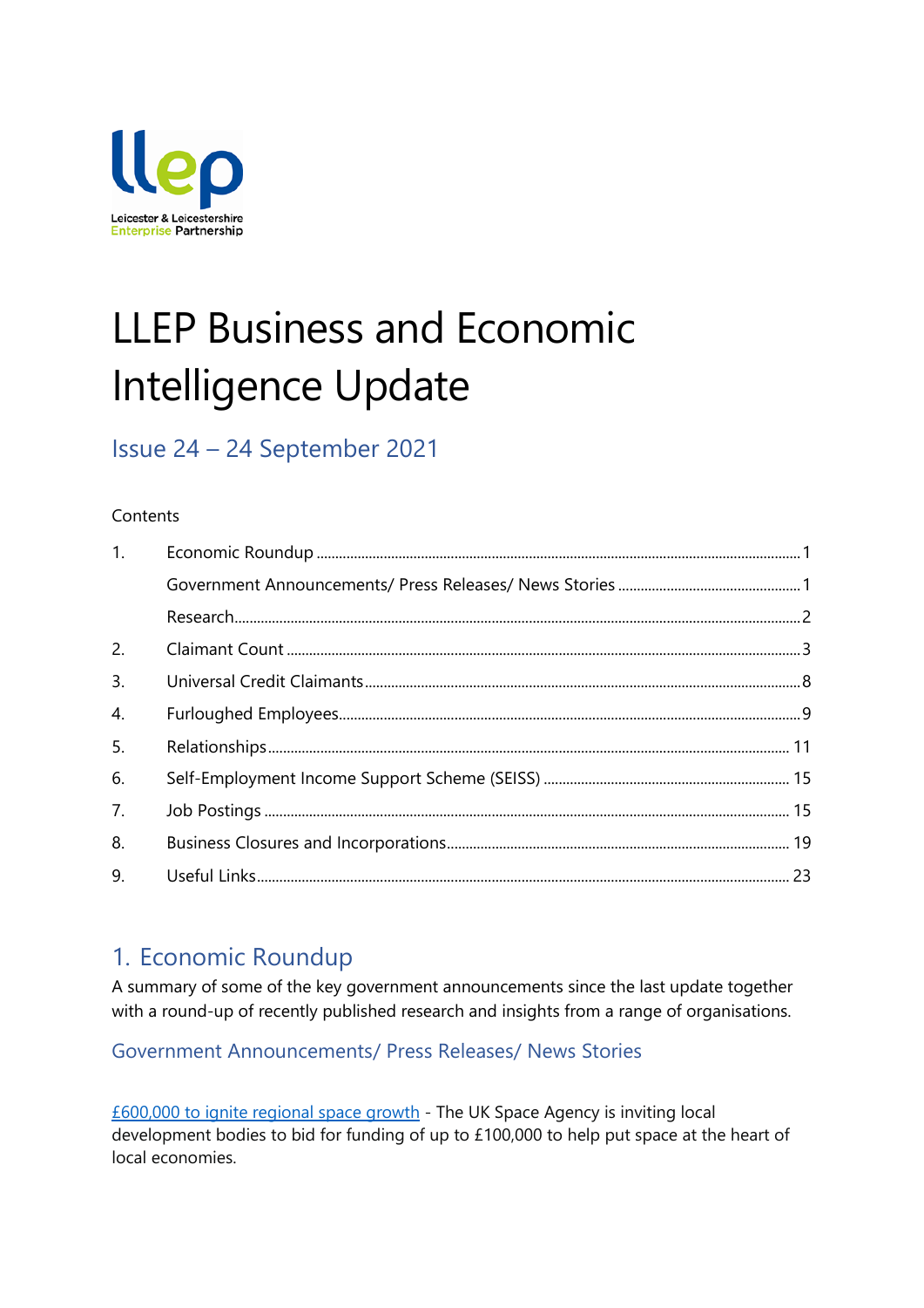# LLEP Business and Economic Intelligence Update

## Issue 24 – 24 September 2021

Contents

| | | |
|---|---|---|
| 1. | Economic Roundup | 1 |
| | Government Announcements/ Press Releases/ News Stories | 1 |
| | Research | 2 |
| 2. | Claimant Count | 3 |
| 3. | Universal Credit Claimants | 8 |
| 4. | Furloughed Employees | 9 |
| 5. | Relationships | 11 |
| 6. | Self-Employment Income Support Scheme (SEISS) | 15 |
| 7. | Job Postings | 15 |
| 8. | Business Closures and Incorporations | 19 |
| 9. | Useful Links | 23 |

## 1. Economic Roundup

A summary of some of the key government announcements since the last update together with a round-up of recently published research and insights from a range of organisations.

### Government Announcements/ Press Releases/ News Stories

£600,000 to ignite regional space growth - The UK Space Agency is inviting local development bodies to bid for funding of up to £100,000 to help put space at the heart of local economies.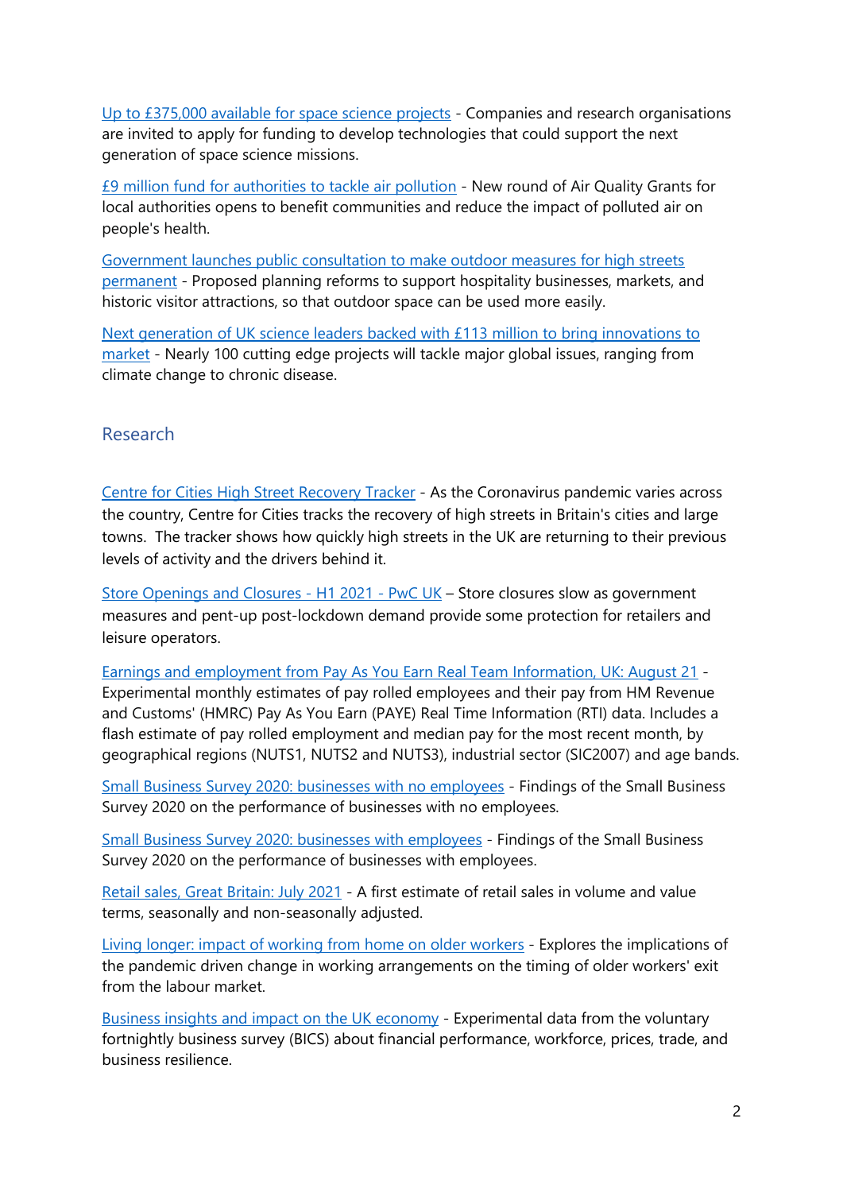Up to £375,000 available for space science projects - Companies and research organisations are invited to apply for funding to develop technologies that could support the next generation of space science missions.

£9 million fund for authorities to tackle air pollution - New round of Air Quality Grants for local authorities opens to benefit communities and reduce the impact of polluted air on people's health.

Government launches public consultation to make outdoor measures for high streets permanent - Proposed planning reforms to support hospitality businesses, markets, and historic visitor attractions, so that outdoor space can be used more easily.

Next generation of UK science leaders backed with £113 million to bring innovations to market - Nearly 100 cutting edge projects will tackle major global issues, ranging from climate change to chronic disease.

## Research

Centre for Cities High Street Recovery Tracker - As the Coronavirus pandemic varies across the country, Centre for Cities tracks the recovery of high streets in Britain's cities and large towns. The tracker shows how quickly high streets in the UK are returning to their previous levels of activity and the drivers behind it.

Store Openings and Closures - H1 2021 - PwC UK – Store closures slow as government measures and pent-up post-lockdown demand provide some protection for retailers and leisure operators.

Earnings and employment from Pay As You Earn Real Team Information, UK: August 21 - Experimental monthly estimates of pay rolled employees and their pay from HM Revenue and Customs' (HMRC) Pay As You Earn (PAYE) Real Time Information (RTI) data. Includes a flash estimate of pay rolled employment and median pay for the most recent month, by geographical regions (NUTS1, NUTS2 and NUTS3), industrial sector (SIC2007) and age bands.

Small Business Survey 2020: businesses with no employees - Findings of the Small Business Survey 2020 on the performance of businesses with no employees.

Small Business Survey 2020: businesses with employees - Findings of the Small Business Survey 2020 on the performance of businesses with employees.

Retail sales, Great Britain: July 2021 - A first estimate of retail sales in volume and value terms, seasonally and non-seasonally adjusted.

Living longer: impact of working from home on older workers - Explores the implications of the pandemic driven change in working arrangements on the timing of older workers' exit from the labour market.

Business insights and impact on the UK economy - Experimental data from the voluntary fortnightly business survey (BICS) about financial performance, workforce, prices, trade, and business resilience.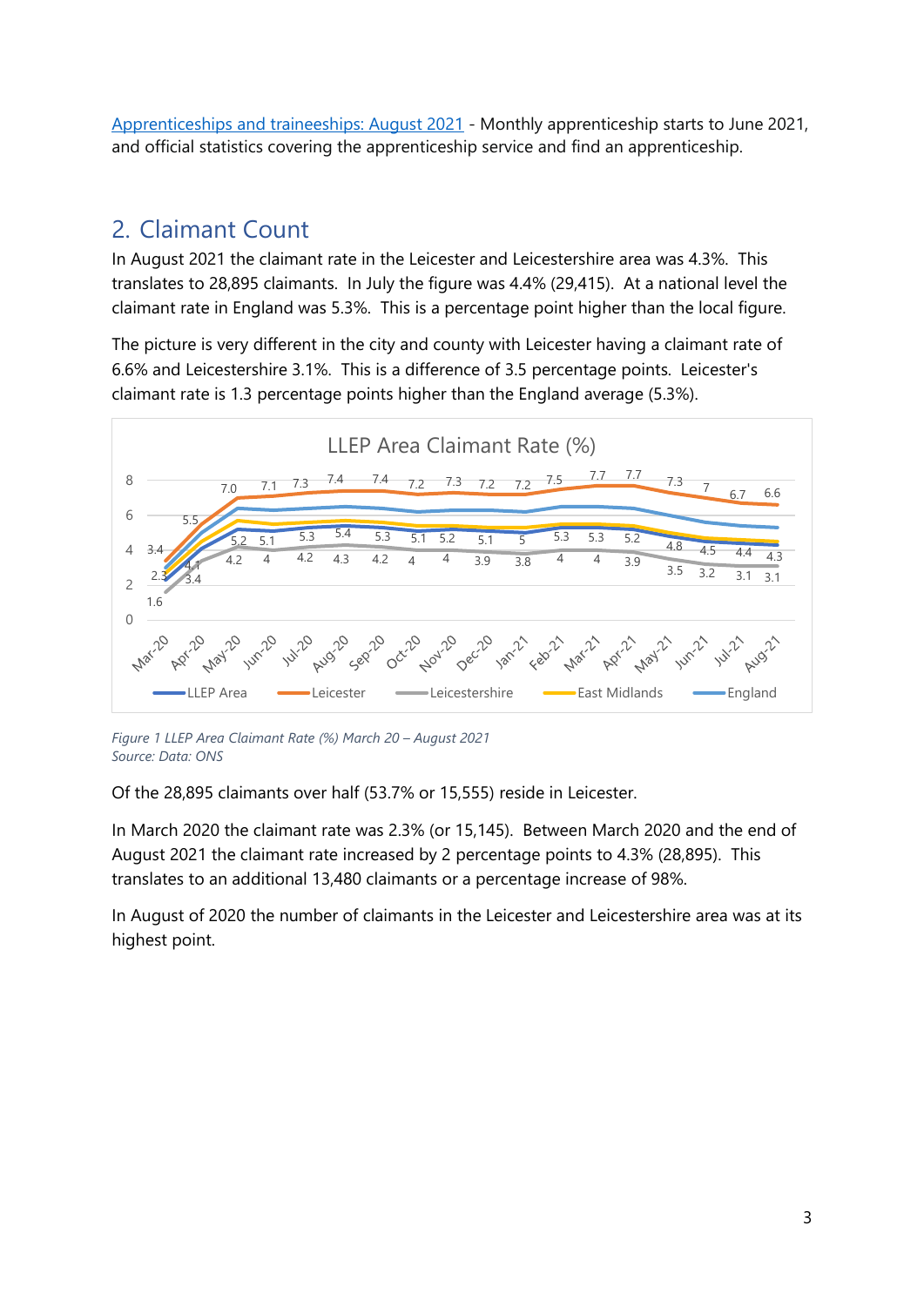[Apprenticeships and traineeships: August 2021](#) - Monthly apprenticeship starts to June 2021, and official statistics covering the apprenticeship service and find an apprenticeship.

## 2. Claimant Count

In August 2021 the claimant rate in the Leicester and Leicestershire area was 4.3%. This translates to 28,895 claimants. In July the figure was 4.4% (29,415). At a national level the claimant rate in England was 5.3%. This is a percentage point higher than the local figure.

The picture is very different in the city and county with Leicester having a claimant rate of 6.6% and Leicestershire 3.1%. This is a difference of 3.5 percentage points. Leicester's claimant rate is 1.3 percentage points higher than the England average (5.3%).

*Figure 1 LLEP Area Claimant Rate (%) March 20 – August 2021*
*Source: Data: ONS*

Of the 28,895 claimants over half (53.7% or 15,555) reside in Leicester.

In March 2020 the claimant rate was 2.3% (or 15,145). Between March 2020 and the end of August 2021 the claimant rate increased by 2 percentage points to 4.3% (28,895). This translates to an additional 13,480 claimants or a percentage increase of 98%.

In August of 2020 the number of claimants in the Leicester and Leicestershire area was at its highest point.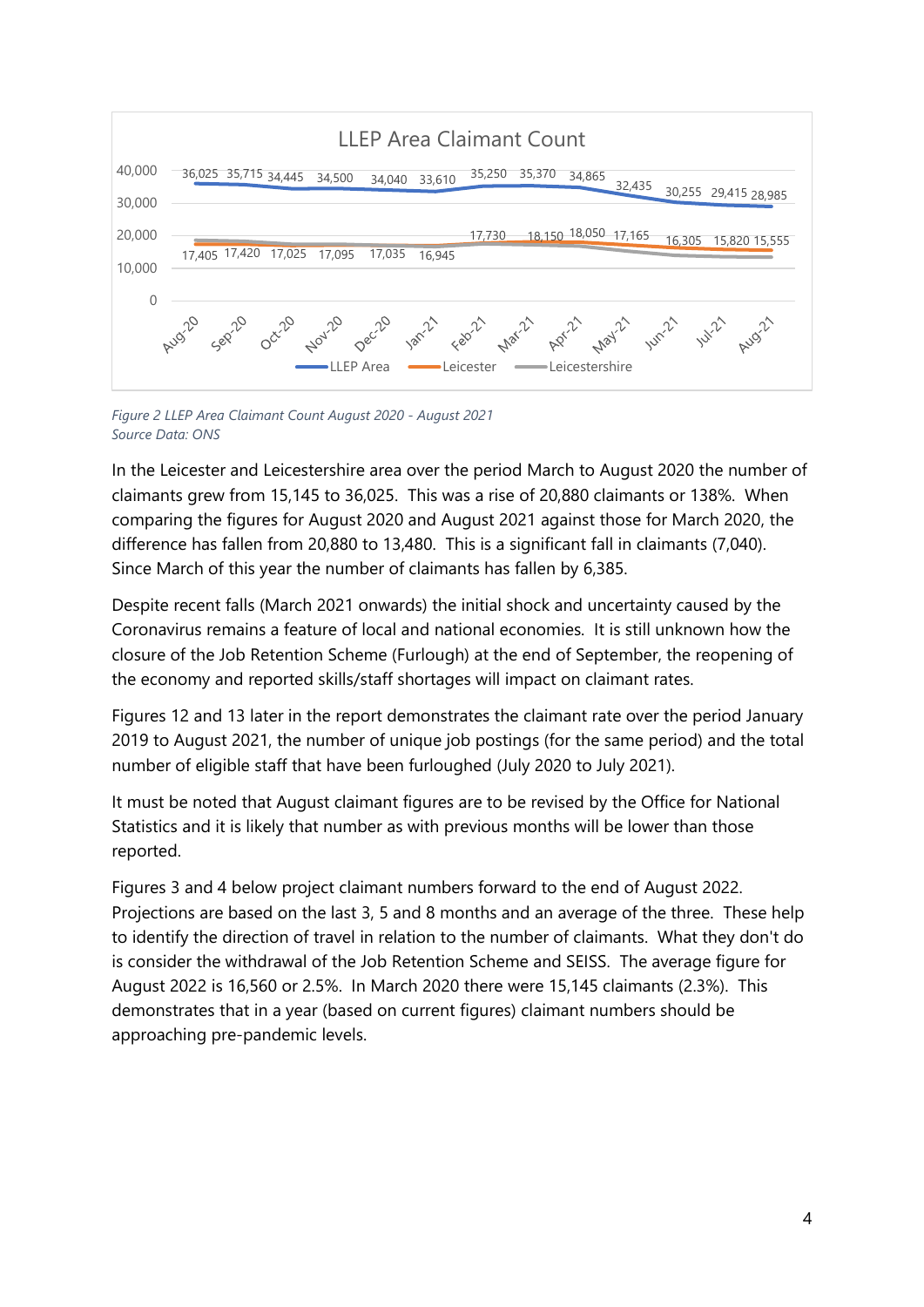LLEP Area Claimant Count

| Month | LLEP Area | Leicester / Leicestershire (labelled values) |
| --- | --- | --- |
| Aug-20 | 36,025 | 17,405 |
| Sep-20 | 35,715 | 17,420 |
| Oct-20 | 34,445 | 17,025 |
| Nov-20 | 34,500 | 17,095 |
| Dec-20 | 34,040 | 17,035 |
| Jan-21 | 33,610 | 16,945 |
| Feb-21 | 35,250 | 17,730 |
| Mar-21 | 35,370 | 18,150 |
| Apr-21 | 34,865 | 18,050 |
| May-21 | 32,435 | 17,165 |
| Jun-21 | 30,255 | 16,305 |
| Jul-21 | 29,415 | 15,820 |
| Aug-21 | 28,985 | 15,555 |

*Figure 2 LLEP Area Claimant Count August 2020 - August 2021*
*Source Data: ONS*

In the Leicester and Leicestershire area over the period March to August 2020 the number of claimants grew from 15,145 to 36,025. This was a rise of 20,880 claimants or 138%. When comparing the figures for August 2020 and August 2021 against those for March 2020, the difference has fallen from 20,880 to 13,480. This is a significant fall in claimants (7,040). Since March of this year the number of claimants has fallen by 6,385.

Despite recent falls (March 2021 onwards) the initial shock and uncertainty caused by the Coronavirus remains a feature of local and national economies. It is still unknown how the closure of the Job Retention Scheme (Furlough) at the end of September, the reopening of the economy and reported skills/staff shortages will impact on claimant rates.

Figures 12 and 13 later in the report demonstrates the claimant rate over the period January 2019 to August 2021, the number of unique job postings (for the same period) and the total number of eligible staff that have been furloughed (July 2020 to July 2021).

It must be noted that August claimant figures are to be revised by the Office for National Statistics and it is likely that number as with previous months will be lower than those reported.

Figures 3 and 4 below project claimant numbers forward to the end of August 2022. Projections are based on the last 3, 5 and 8 months and an average of the three. These help to identify the direction of travel in relation to the number of claimants. What they don't do is consider the withdrawal of the Job Retention Scheme and SEISS. The average figure for August 2022 is 16,560 or 2.5%. In March 2020 there were 15,145 claimants (2.3%). This demonstrates that in a year (based on current figures) claimant numbers should be approaching pre-pandemic levels.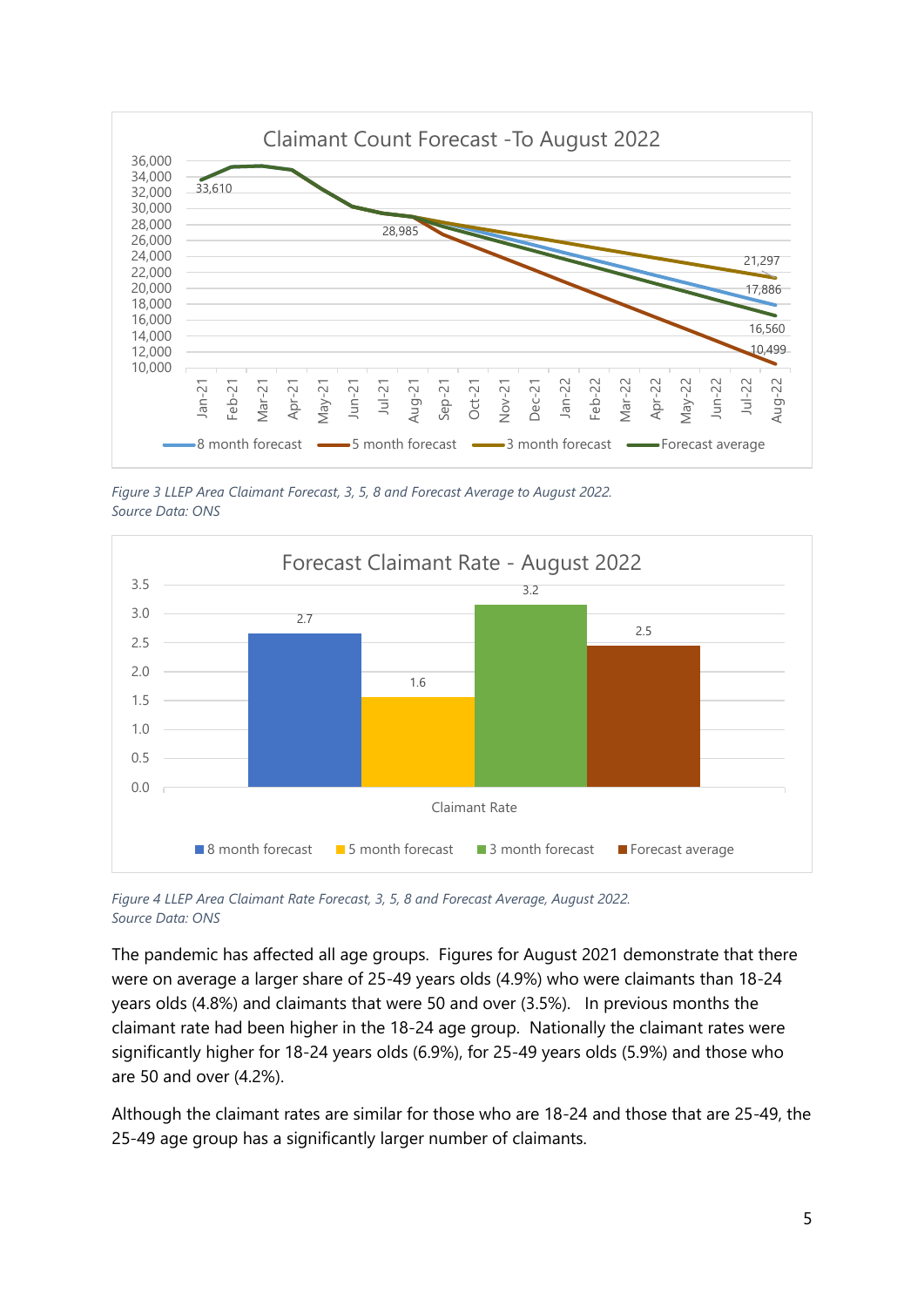Figure 3 LLEP Area Claimant Forecast, 3, 5, 8 and Forecast Average to August 2022.
Source Data: ONS

Figure 4 LLEP Area Claimant Rate Forecast, 3, 5, 8 and Forecast Average, August 2022.
Source Data: ONS

The pandemic has affected all age groups. Figures for August 2021 demonstrate that there were on average a larger share of 25-49 years olds (4.9%) who were claimants than 18-24 years olds (4.8%) and claimants that were 50 and over (3.5%). In previous months the claimant rate had been higher in the 18-24 age group. Nationally the claimant rates were significantly higher for 18-24 years olds (6.9%), for 25-49 years olds (5.9%) and those who are 50 and over (4.2%).

Although the claimant rates are similar for those who are 18-24 and those that are 25-49, the 25-49 age group has a significantly larger number of claimants.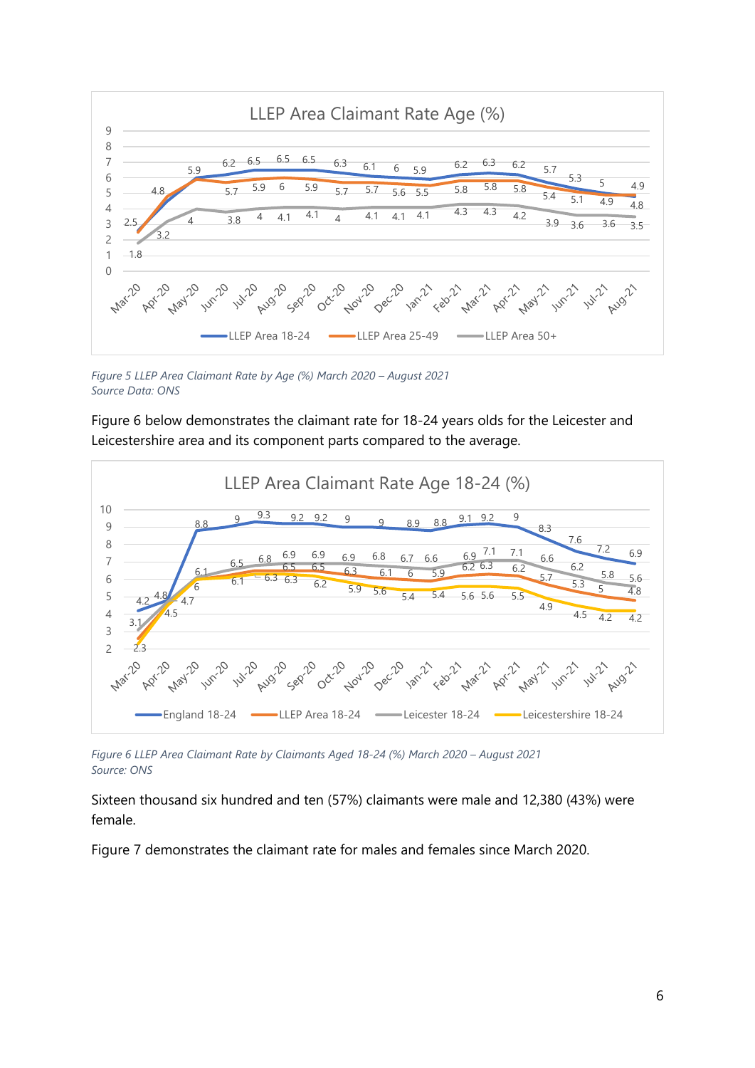*Figure 5 LLEP Area Claimant Rate by Age (%) March 2020 – August 2021*
*Source Data: ONS*

Figure 6 below demonstrates the claimant rate for 18-24 years olds for the Leicester and Leicestershire area and its component parts compared to the average.

*Figure 6 LLEP Area Claimant Rate by Claimants Aged 18-24 (%) March 2020 – August 2021*
*Source: ONS*

Sixteen thousand six hundred and ten (57%) claimants were male and 12,380 (43%) were female.

Figure 7 demonstrates the claimant rate for males and females since March 2020.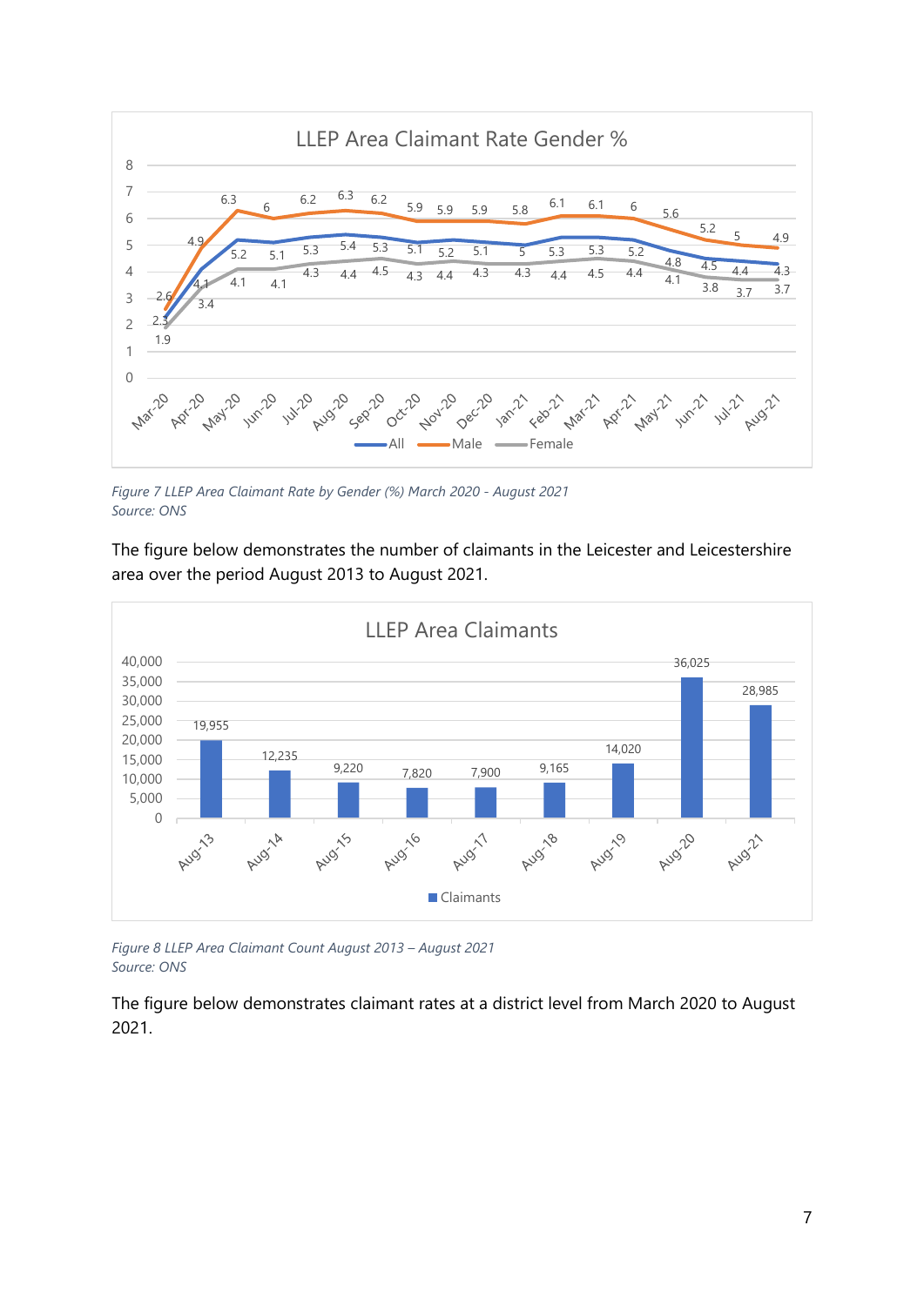*Figure 7 LLEP Area Claimant Rate by Gender (%) March 2020 - August 2021*
*Source: ONS*

The figure below demonstrates the number of claimants in the Leicester and Leicestershire area over the period August 2013 to August 2021.

*Figure 8 LLEP Area Claimant Count August 2013 – August 2021*
*Source: ONS*

The figure below demonstrates claimant rates at a district level from March 2020 to August 2021.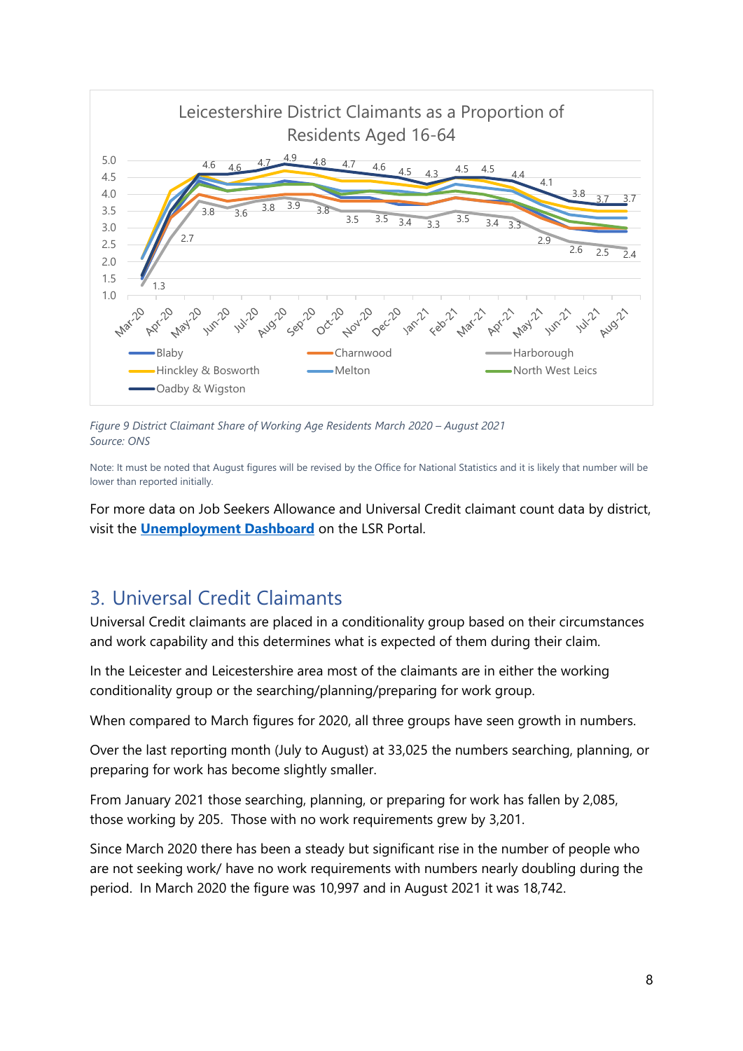*Figure 9 District Claimant Share of Working Age Residents March 2020 – August 2021*
*Source: ONS*

Note: It must be noted that August figures will be revised by the Office for National Statistics and it is likely that number will be lower than reported initially.

For more data on Job Seekers Allowance and Universal Credit claimant count data by district, visit the **Unemployment Dashboard** on the LSR Portal.

## 3. Universal Credit Claimants

Universal Credit claimants are placed in a conditionality group based on their circumstances and work capability and this determines what is expected of them during their claim.

In the Leicester and Leicestershire area most of the claimants are in either the working conditionality group or the searching/planning/preparing for work group.

When compared to March figures for 2020, all three groups have seen growth in numbers.

Over the last reporting month (July to August) at 33,025 the numbers searching, planning, or preparing for work has become slightly smaller.

From January 2021 those searching, planning, or preparing for work has fallen by 2,085, those working by 205. Those with no work requirements grew by 3,201.

Since March 2020 there has been a steady but significant rise in the number of people who are not seeking work/ have no work requirements with numbers nearly doubling during the period. In March 2020 the figure was 10,997 and in August 2021 it was 18,742.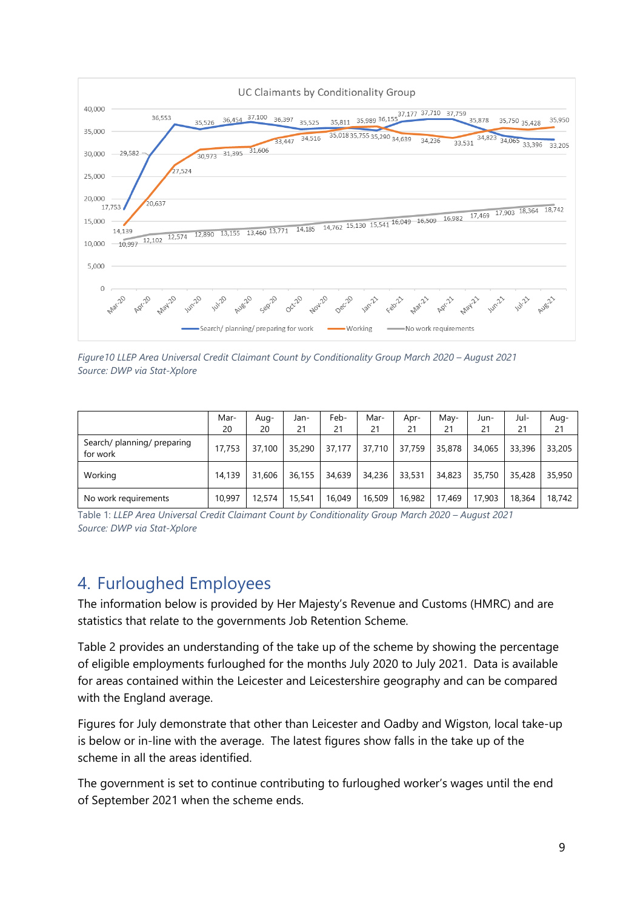*Figure10 LLEP Area Universal Credit Claimant Count by Conditionality Group March 2020 – August 2021*
*Source: DWP via Stat-Xplore*

| | Mar-20 | Aug-20 | Jan-21 | Feb-21 | Mar-21 | Apr-21 | May-21 | Jun-21 | Jul-21 | Aug-21 |
|---|---|---|---|---|---|---|---|---|---|---|
| Search/ planning/ preparing for work | 17,753 | 37,100 | 35,290 | 37,177 | 37,710 | 37,759 | 35,878 | 34,065 | 33,396 | 33,205 |
| Working | 14,139 | 31,606 | 36,155 | 34,639 | 34,236 | 33,531 | 34,823 | 35,750 | 35,428 | 35,950 |
| No work requirements | 10,997 | 12,574 | 15,541 | 16,049 | 16,509 | 16,982 | 17,469 | 17,903 | 18,364 | 18,742 |

Table 1: *LLEP Area Universal Credit Claimant Count by Conditionality Group March 2020 – August 2021*
*Source: DWP via Stat-Xplore*

## 4. Furloughed Employees

The information below is provided by Her Majesty's Revenue and Customs (HMRC) and are statistics that relate to the governments Job Retention Scheme.

Table 2 provides an understanding of the take up of the scheme by showing the percentage of eligible employments furloughed for the months July 2020 to July 2021. Data is available for areas contained within the Leicester and Leicestershire geography and can be compared with the England average.

Figures for July demonstrate that other than Leicester and Oadby and Wigston, local take-up is below or in-line with the average. The latest figures show falls in the take up of the scheme in all the areas identified.

The government is set to continue contributing to furloughed worker's wages until the end of September 2021 when the scheme ends.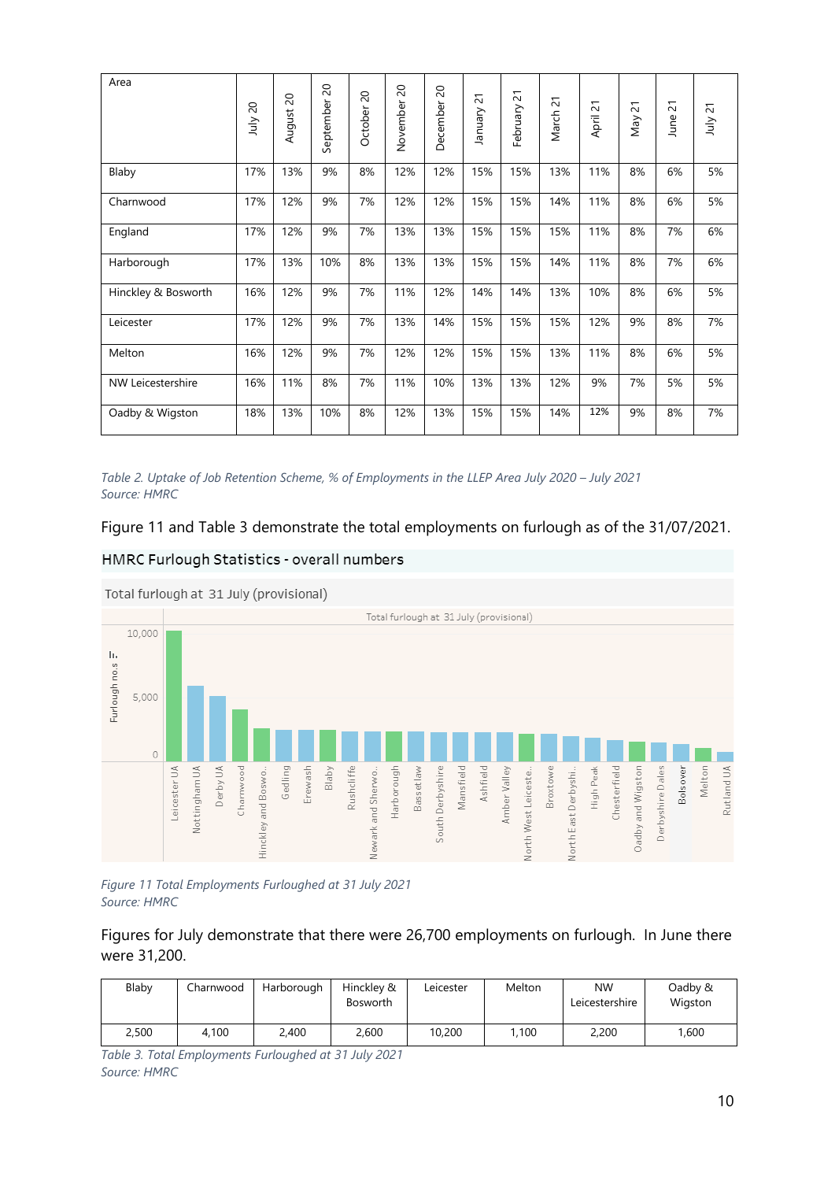| Area | July 20 | August 20 | September 20 | October 20 | November 20 | December 20 | January 21 | February 21 | March 21 | April 21 | May 21 | June 21 | July 21 |
|---|---|---|---|---|---|---|---|---|---|---|---|---|---|
| Blaby | 17% | 13% | 9% | 8% | 12% | 12% | 15% | 15% | 13% | 11% | 8% | 6% | 5% |
| Charnwood | 17% | 12% | 9% | 7% | 12% | 12% | 15% | 15% | 14% | 11% | 8% | 6% | 5% |
| England | 17% | 12% | 9% | 7% | 13% | 13% | 15% | 15% | 15% | 11% | 8% | 7% | 6% |
| Harborough | 17% | 13% | 10% | 8% | 13% | 13% | 15% | 15% | 14% | 11% | 8% | 7% | 6% |
| Hinckley & Bosworth | 16% | 12% | 9% | 7% | 11% | 12% | 14% | 14% | 13% | 10% | 8% | 6% | 5% |
| Leicester | 17% | 12% | 9% | 7% | 13% | 14% | 15% | 15% | 15% | 12% | 9% | 8% | 7% |
| Melton | 16% | 12% | 9% | 7% | 12% | 12% | 15% | 15% | 13% | 11% | 8% | 6% | 5% |
| NW Leicestershire | 16% | 11% | 8% | 7% | 11% | 10% | 13% | 13% | 12% | 9% | 7% | 5% | 5% |
| Oadby & Wigston | 18% | 13% | 10% | 8% | 12% | 13% | 15% | 15% | 14% | 12% | 9% | 8% | 7% |

*Table 2. Uptake of Job Retention Scheme, % of Employments in the LLEP Area July 2020 – July 2021*
*Source: HMRC*

Figure 11 and Table 3 demonstrate the total employments on furlough as of the 31/07/2021.

HMRC Furlough Statistics - overall numbers

Total furlough at 31 July (provisional)

*Figure 11 Total Employments Furloughed at 31 July 2021*
*Source: HMRC*

Figures for July demonstrate that there were 26,700 employments on furlough. In June there were 31,200.

| Blaby | Charnwood | Harborough | Hinckley & Bosworth | Leicester | Melton | NW Leicestershire | Oadby & Wigston |
|---|---|---|---|---|---|---|---|
| 2,500 | 4,100 | 2,400 | 2,600 | 10,200 | 1,100 | 2,200 | 1,600 |

*Table 3. Total Employments Furloughed at 31 July 2021*
*Source: HMRC*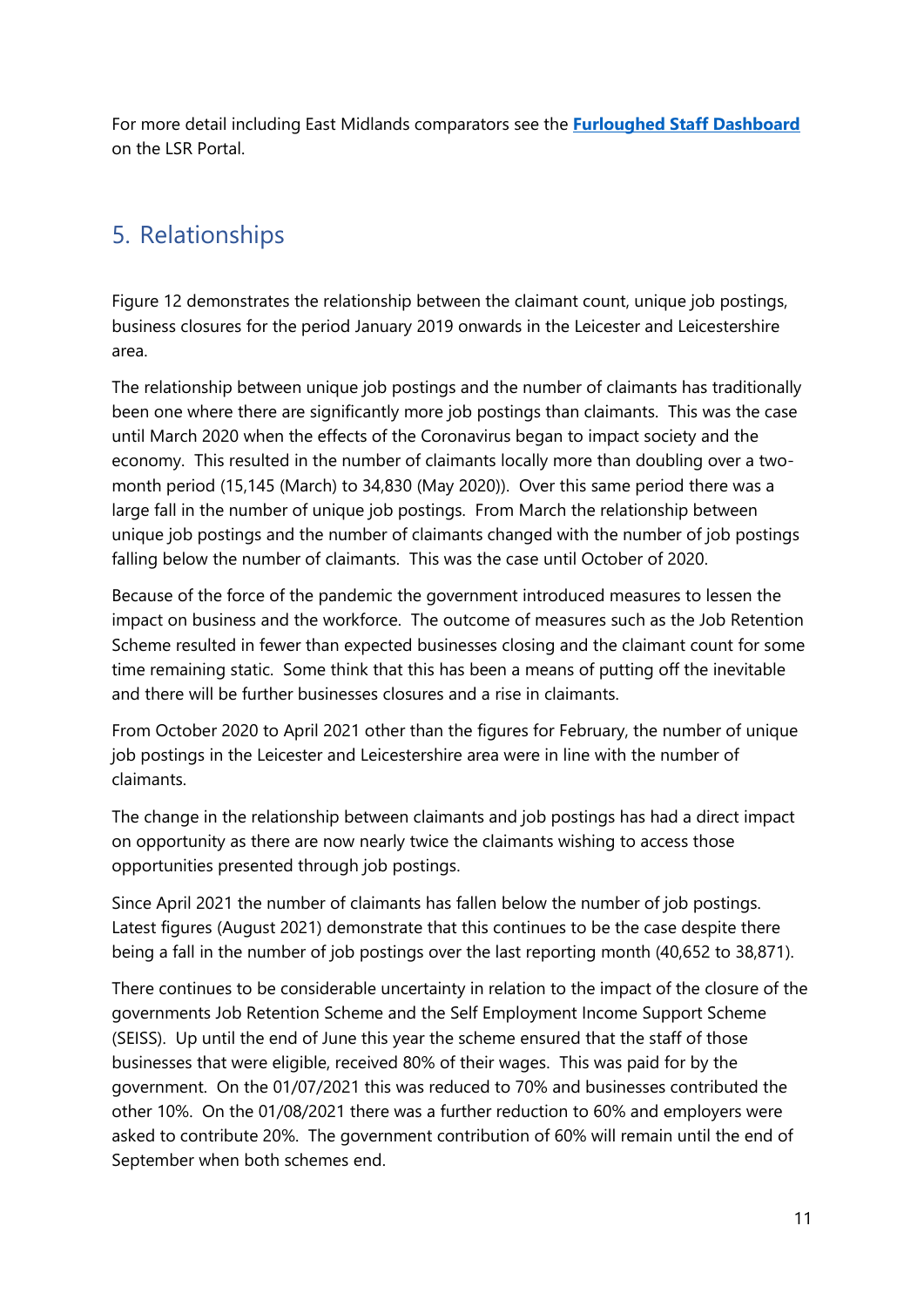For more detail including East Midlands comparators see the **[Furloughed Staff Dashboard]()** on the LSR Portal.

## 5. Relationships

Figure 12 demonstrates the relationship between the claimant count, unique job postings, business closures for the period January 2019 onwards in the Leicester and Leicestershire area.

The relationship between unique job postings and the number of claimants has traditionally been one where there are significantly more job postings than claimants. This was the case until March 2020 when the effects of the Coronavirus began to impact society and the economy. This resulted in the number of claimants locally more than doubling over a two-month period (15,145 (March) to 34,830 (May 2020)). Over this same period there was a large fall in the number of unique job postings. From March the relationship between unique job postings and the number of claimants changed with the number of job postings falling below the number of claimants. This was the case until October of 2020.

Because of the force of the pandemic the government introduced measures to lessen the impact on business and the workforce. The outcome of measures such as the Job Retention Scheme resulted in fewer than expected businesses closing and the claimant count for some time remaining static. Some think that this has been a means of putting off the inevitable and there will be further businesses closures and a rise in claimants.

From October 2020 to April 2021 other than the figures for February, the number of unique job postings in the Leicester and Leicestershire area were in line with the number of claimants.

The change in the relationship between claimants and job postings has had a direct impact on opportunity as there are now nearly twice the claimants wishing to access those opportunities presented through job postings.

Since April 2021 the number of claimants has fallen below the number of job postings. Latest figures (August 2021) demonstrate that this continues to be the case despite there being a fall in the number of job postings over the last reporting month (40,652 to 38,871).

There continues to be considerable uncertainty in relation to the impact of the closure of the governments Job Retention Scheme and the Self Employment Income Support Scheme (SEISS). Up until the end of June this year the scheme ensured that the staff of those businesses that were eligible, received 80% of their wages. This was paid for by the government. On the 01/07/2021 this was reduced to 70% and businesses contributed the other 10%. On the 01/08/2021 there was a further reduction to 60% and employers were asked to contribute 20%. The government contribution of 60% will remain until the end of September when both schemes end.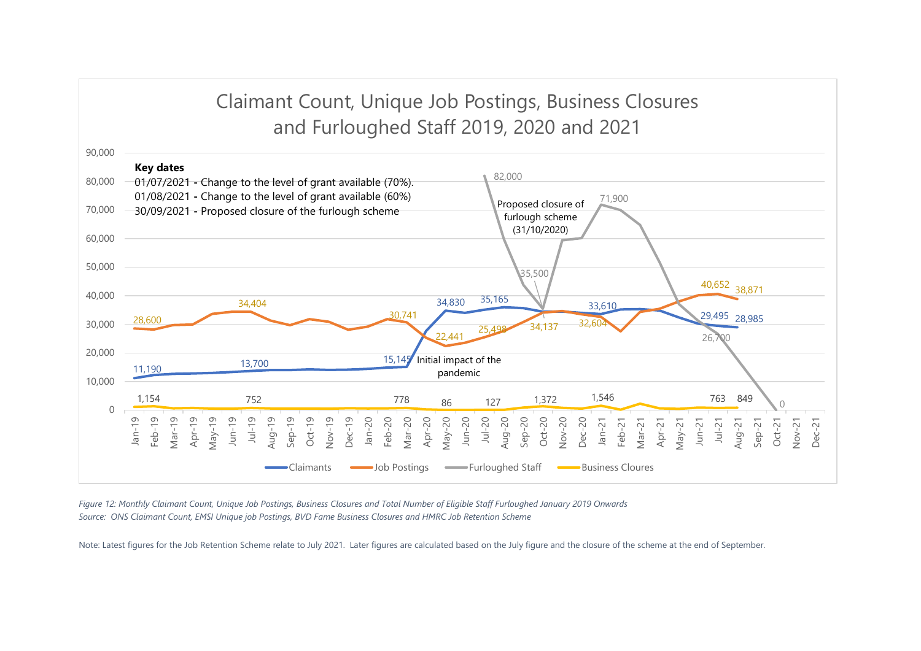## Claimant Count, Unique Job Postings, Business Closures and Furloughed Staff 2019, 2020 and 2021

**Key dates**

01/07/2021 - Change to the level of grant available (70%).
01/08/2021 - Change to the level of grant available (60%)
30/09/2021 - Proposed closure of the furlough scheme

*Figure 12: Monthly Claimant Count, Unique Job Postings, Business Closures and Total Number of Eligible Staff Furloughed January 2019 Onwards*
*Source: ONS Claimant Count, EMSI Unique job Postings, BVD Fame Business Closures and HMRC Job Retention Scheme*

Note: Latest figures for the Job Retention Scheme relate to July 2021. Later figures are calculated based on the July figure and the closure of the scheme at the end of September.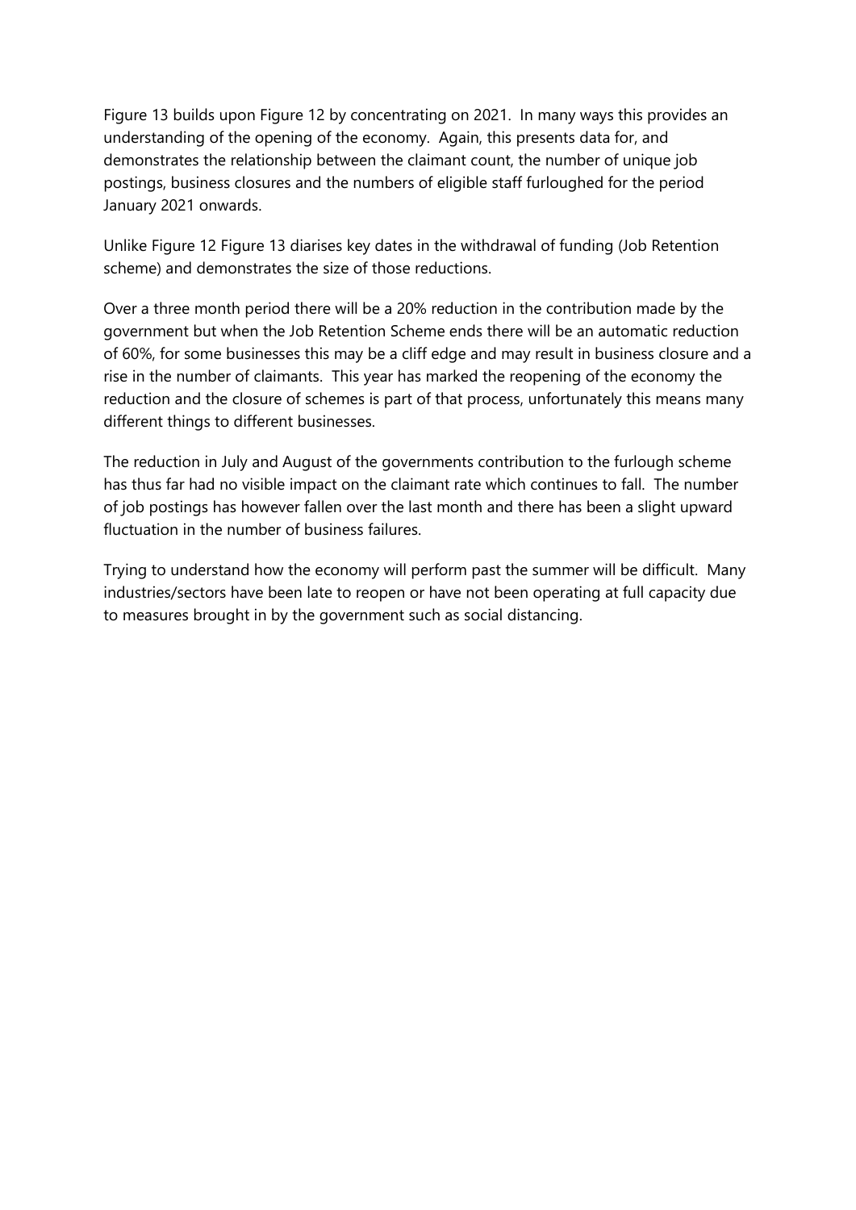Figure 13 builds upon Figure 12 by concentrating on 2021. In many ways this provides an understanding of the opening of the economy. Again, this presents data for, and demonstrates the relationship between the claimant count, the number of unique job postings, business closures and the numbers of eligible staff furloughed for the period January 2021 onwards.

Unlike Figure 12 Figure 13 diarises key dates in the withdrawal of funding (Job Retention scheme) and demonstrates the size of those reductions.

Over a three month period there will be a 20% reduction in the contribution made by the government but when the Job Retention Scheme ends there will be an automatic reduction of 60%, for some businesses this may be a cliff edge and may result in business closure and a rise in the number of claimants. This year has marked the reopening of the economy the reduction and the closure of schemes is part of that process, unfortunately this means many different things to different businesses.

The reduction in July and August of the governments contribution to the furlough scheme has thus far had no visible impact on the claimant rate which continues to fall. The number of job postings has however fallen over the last month and there has been a slight upward fluctuation in the number of business failures.

Trying to understand how the economy will perform past the summer will be difficult. Many industries/sectors have been late to reopen or have not been operating at full capacity due to measures brought in by the government such as social distancing.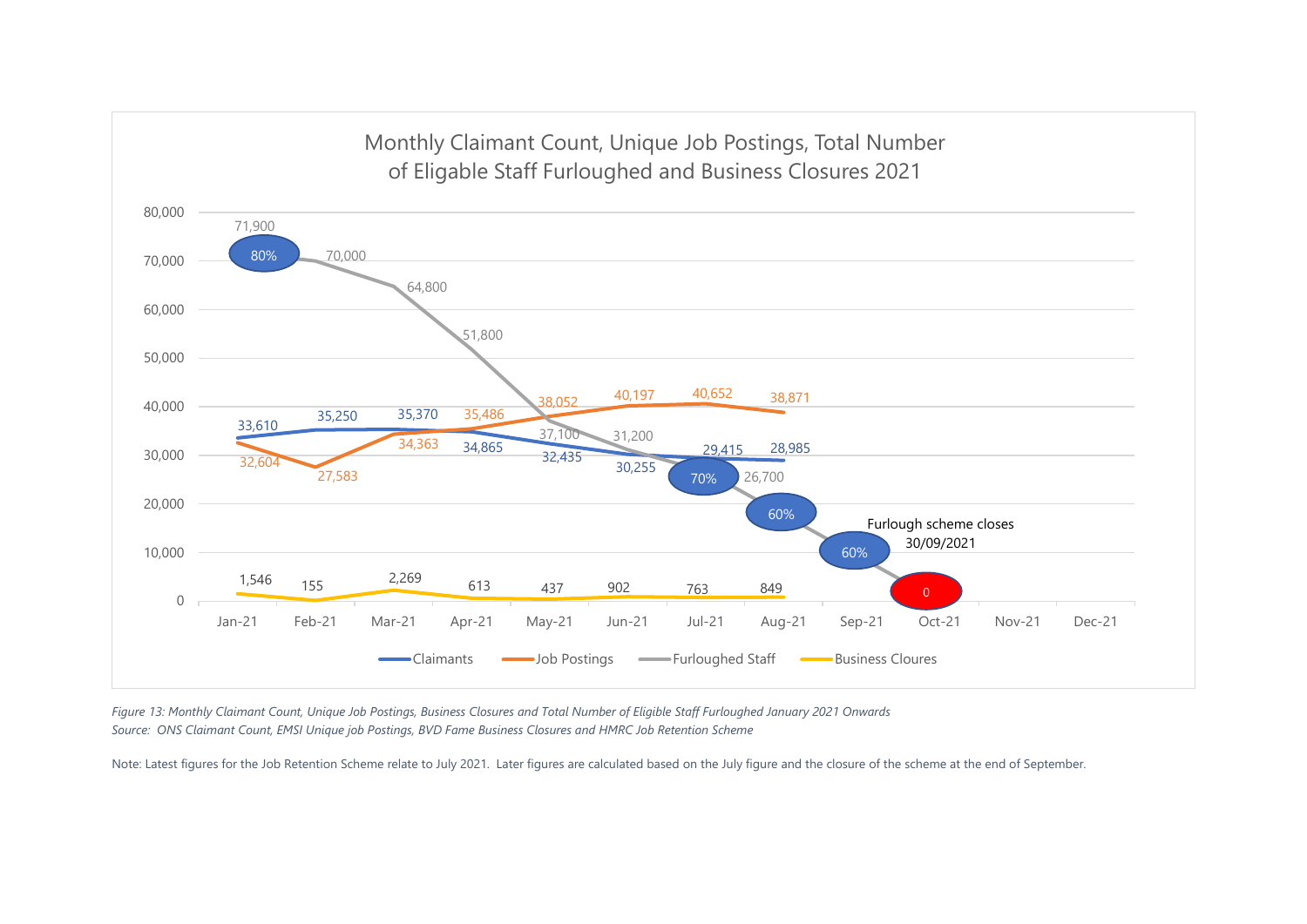## Monthly Claimant Count, Unique Job Postings, Total Number of Eligable Staff Furloughed and Business Closures 2021

| Month | Claimants | Job Postings | Furloughed Staff | Business Cloures |
|---|---|---|---|---|
| Jan-21 | 33,610 | 32,604 | 71,900 (80%) | 1,546 |
| Feb-21 | 35,250 | 27,583 | 70,000 | 155 |
| Mar-21 | 35,370 | 34,363 | 64,800 | 2,269 |
| Apr-21 | 34,865 | 35,486 | 51,800 | 613 |
| May-21 | 32,435 | 38,052 | 37,100 | 437 |
| Jun-21 | 30,255 | 40,197 | 31,200 | 902 |
| Jul-21 | 29,415 | 40,652 | 26,700 (70%) | 763 |
| Aug-21 | 28,985 | 38,871 | (60%) | 849 |
| Sep-21 | | | (60%) | |
| Oct-21 | | | 0 | |
| Nov-21 | | | | |
| Dec-21 | | | | |

Furlough scheme closes 30/09/2021

*Figure 13: Monthly Claimant Count, Unique Job Postings, Business Closures and Total Number of Eligible Staff Furloughed January 2021 Onwards*
*Source: ONS Claimant Count, EMSI Unique job Postings, BVD Fame Business Closures and HMRC Job Retention Scheme*

Note: Latest figures for the Job Retention Scheme relate to July 2021. Later figures are calculated based on the July figure and the closure of the scheme at the end of September.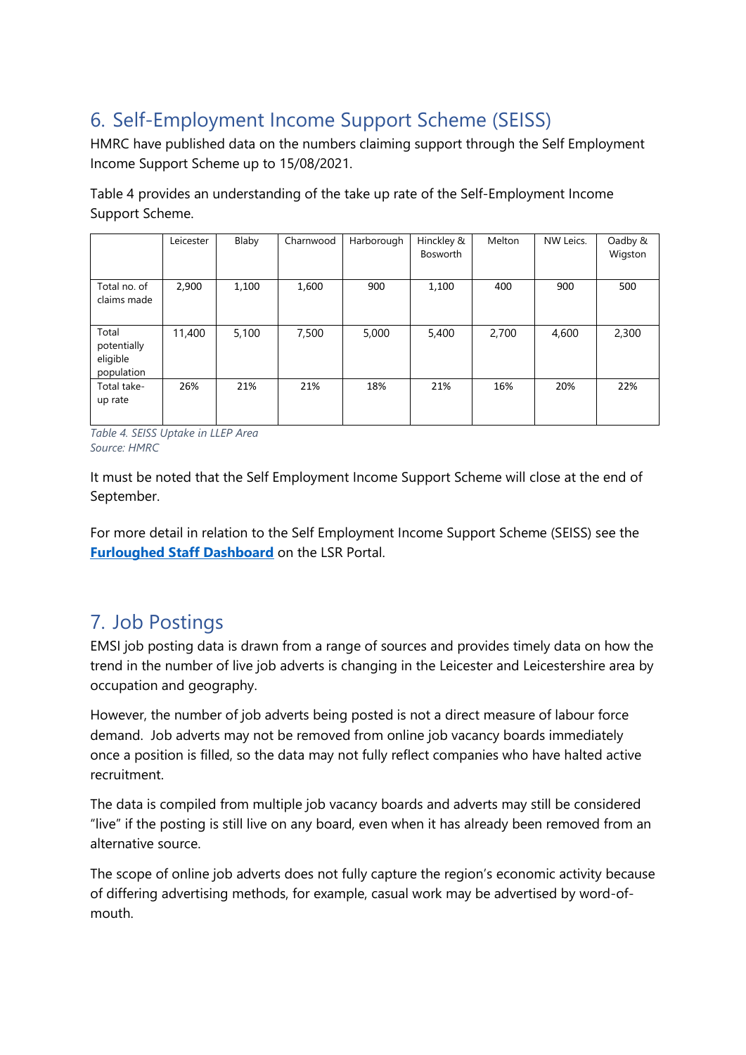## 6. Self-Employment Income Support Scheme (SEISS)

HMRC have published data on the numbers claiming support through the Self Employment Income Support Scheme up to 15/08/2021.

Table 4 provides an understanding of the take up rate of the Self-Employment Income Support Scheme.

| | Leicester | Blaby | Charnwood | Harborough | Hinckley & Bosworth | Melton | NW Leics. | Oadby & Wigston |
|---|---|---|---|---|---|---|---|---|
| Total no. of claims made | 2,900 | 1,100 | 1,600 | 900 | 1,100 | 400 | 900 | 500 |
| Total potentially eligible population | 11,400 | 5,100 | 7,500 | 5,000 | 5,400 | 2,700 | 4,600 | 2,300 |
| Total take-up rate | 26% | 21% | 21% | 18% | 21% | 16% | 20% | 22% |

*Table 4. SEISS Uptake in LLEP Area*
*Source: HMRC*

It must be noted that the Self Employment Income Support Scheme will close at the end of September.

For more detail in relation to the Self Employment Income Support Scheme (SEISS) see the **Furloughed Staff Dashboard** on the LSR Portal.

## 7. Job Postings

EMSI job posting data is drawn from a range of sources and provides timely data on how the trend in the number of live job adverts is changing in the Leicester and Leicestershire area by occupation and geography.

However, the number of job adverts being posted is not a direct measure of labour force demand. Job adverts may not be removed from online job vacancy boards immediately once a position is filled, so the data may not fully reflect companies who have halted active recruitment.

The data is compiled from multiple job vacancy boards and adverts may still be considered "live" if the posting is still live on any board, even when it has already been removed from an alternative source.

The scope of online job adverts does not fully capture the region's economic activity because of differing advertising methods, for example, casual work may be advertised by word-of-mouth.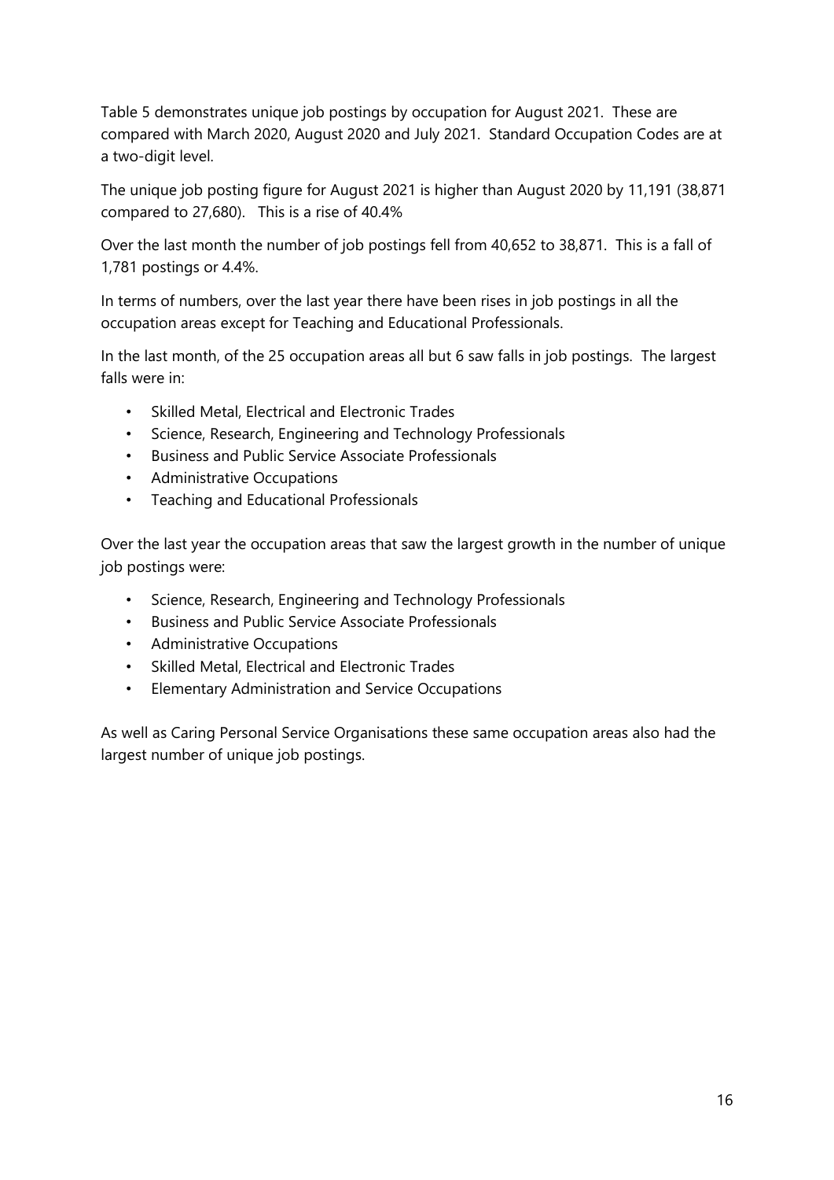Table 5 demonstrates unique job postings by occupation for August 2021. These are compared with March 2020, August 2020 and July 2021. Standard Occupation Codes are at a two-digit level.

The unique job posting figure for August 2021 is higher than August 2020 by 11,191 (38,871 compared to 27,680). This is a rise of 40.4%

Over the last month the number of job postings fell from 40,652 to 38,871. This is a fall of 1,781 postings or 4.4%.

In terms of numbers, over the last year there have been rises in job postings in all the occupation areas except for Teaching and Educational Professionals.

In the last month, of the 25 occupation areas all but 6 saw falls in job postings. The largest falls were in:

- Skilled Metal, Electrical and Electronic Trades
- Science, Research, Engineering and Technology Professionals
- Business and Public Service Associate Professionals
- Administrative Occupations
- Teaching and Educational Professionals

Over the last year the occupation areas that saw the largest growth in the number of unique job postings were:

- Science, Research, Engineering and Technology Professionals
- Business and Public Service Associate Professionals
- Administrative Occupations
- Skilled Metal, Electrical and Electronic Trades
- Elementary Administration and Service Occupations

As well as Caring Personal Service Organisations these same occupation areas also had the largest number of unique job postings.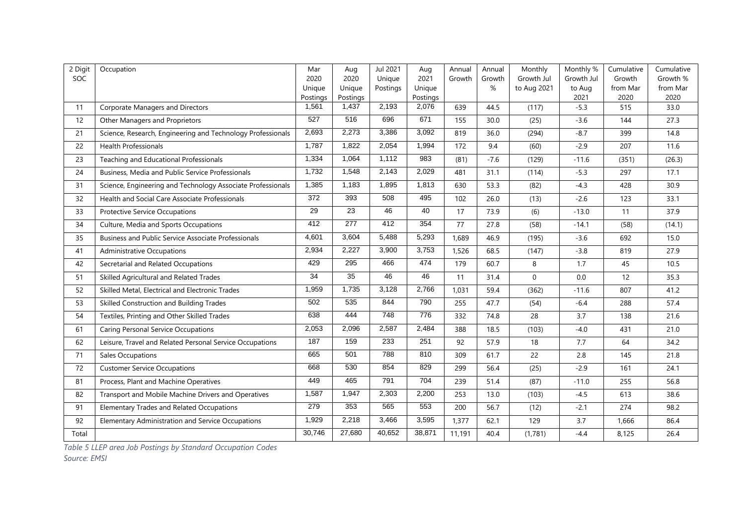| 2 Digit SOC | Occupation | Mar 2020 Unique Postings | Aug 2020 Unique Postings | Jul 2021 Unique Postings | Aug 2021 Unique Postings | Annual Growth | Annual Growth % | Monthly Growth Jul to Aug 2021 | Monthly % Growth Jul to Aug 2021 | Cumulative Growth from Mar 2020 | Cumulative Growth % from Mar 2020 |
|---|---|---|---|---|---|---|---|---|---|---|---|
| 11 | Corporate Managers and Directors | 1,561 | 1,437 | 2,193 | 2,076 | 639 | 44.5 | (117) | -5.3 | 515 | 33.0 |
| 12 | Other Managers and Proprietors | 527 | 516 | 696 | 671 | 155 | 30.0 | (25) | -3.6 | 144 | 27.3 |
| 21 | Science, Research, Engineering and Technology Professionals | 2,693 | 2,273 | 3,386 | 3,092 | 819 | 36.0 | (294) | -8.7 | 399 | 14.8 |
| 22 | Health Professionals | 1,787 | 1,822 | 2,054 | 1,994 | 172 | 9.4 | (60) | -2.9 | 207 | 11.6 |
| 23 | Teaching and Educational Professionals | 1,334 | 1,064 | 1,112 | 983 | (81) | -7.6 | (129) | -11.6 | (351) | (26.3) |
| 24 | Business, Media and Public Service Professionals | 1,732 | 1,548 | 2,143 | 2,029 | 481 | 31.1 | (114) | -5.3 | 297 | 17.1 |
| 31 | Science, Engineering and Technology Associate Professionals | 1,385 | 1,183 | 1,895 | 1,813 | 630 | 53.3 | (82) | -4.3 | 428 | 30.9 |
| 32 | Health and Social Care Associate Professionals | 372 | 393 | 508 | 495 | 102 | 26.0 | (13) | -2.6 | 123 | 33.1 |
| 33 | Protective Service Occupations | 29 | 23 | 46 | 40 | 17 | 73.9 | (6) | -13.0 | 11 | 37.9 |
| 34 | Culture, Media and Sports Occupations | 412 | 277 | 412 | 354 | 77 | 27.8 | (58) | -14.1 | (58) | (14.1) |
| 35 | Business and Public Service Associate Professionals | 4,601 | 3,604 | 5,488 | 5,293 | 1,689 | 46.9 | (195) | -3.6 | 692 | 15.0 |
| 41 | Administrative Occupations | 2,934 | 2,227 | 3,900 | 3,753 | 1,526 | 68.5 | (147) | -3.8 | 819 | 27.9 |
| 42 | Secretarial and Related Occupations | 429 | 295 | 466 | 474 | 179 | 60.7 | 8 | 1.7 | 45 | 10.5 |
| 51 | Skilled Agricultural and Related Trades | 34 | 35 | 46 | 46 | 11 | 31.4 | 0 | 0.0 | 12 | 35.3 |
| 52 | Skilled Metal, Electrical and Electronic Trades | 1,959 | 1,735 | 3,128 | 2,766 | 1,031 | 59.4 | (362) | -11.6 | 807 | 41.2 |
| 53 | Skilled Construction and Building Trades | 502 | 535 | 844 | 790 | 255 | 47.7 | (54) | -6.4 | 288 | 57.4 |
| 54 | Textiles, Printing and Other Skilled Trades | 638 | 444 | 748 | 776 | 332 | 74.8 | 28 | 3.7 | 138 | 21.6 |
| 61 | Caring Personal Service Occupations | 2,053 | 2,096 | 2,587 | 2,484 | 388 | 18.5 | (103) | -4.0 | 431 | 21.0 |
| 62 | Leisure, Travel and Related Personal Service Occupations | 187 | 159 | 233 | 251 | 92 | 57.9 | 18 | 7.7 | 64 | 34.2 |
| 71 | Sales Occupations | 665 | 501 | 788 | 810 | 309 | 61.7 | 22 | 2.8 | 145 | 21.8 |
| 72 | Customer Service Occupations | 668 | 530 | 854 | 829 | 299 | 56.4 | (25) | -2.9 | 161 | 24.1 |
| 81 | Process, Plant and Machine Operatives | 449 | 465 | 791 | 704 | 239 | 51.4 | (87) | -11.0 | 255 | 56.8 |
| 82 | Transport and Mobile Machine Drivers and Operatives | 1,587 | 1,947 | 2,303 | 2,200 | 253 | 13.0 | (103) | -4.5 | 613 | 38.6 |
| 91 | Elementary Trades and Related Occupations | 279 | 353 | 565 | 553 | 200 | 56.7 | (12) | -2.1 | 274 | 98.2 |
| 92 | Elementary Administration and Service Occupations | 1,929 | 2,218 | 3,466 | 3,595 | 1,377 | 62.1 | 129 | 3.7 | 1,666 | 86.4 |
| Total | | 30,746 | 27,680 | 40,652 | 38,871 | 11,191 | 40.4 | (1,781) | -4.4 | 8,125 | 26.4 |

*Table 5 LLEP area Job Postings by Standard Occupation Codes*
*Source: EMSI*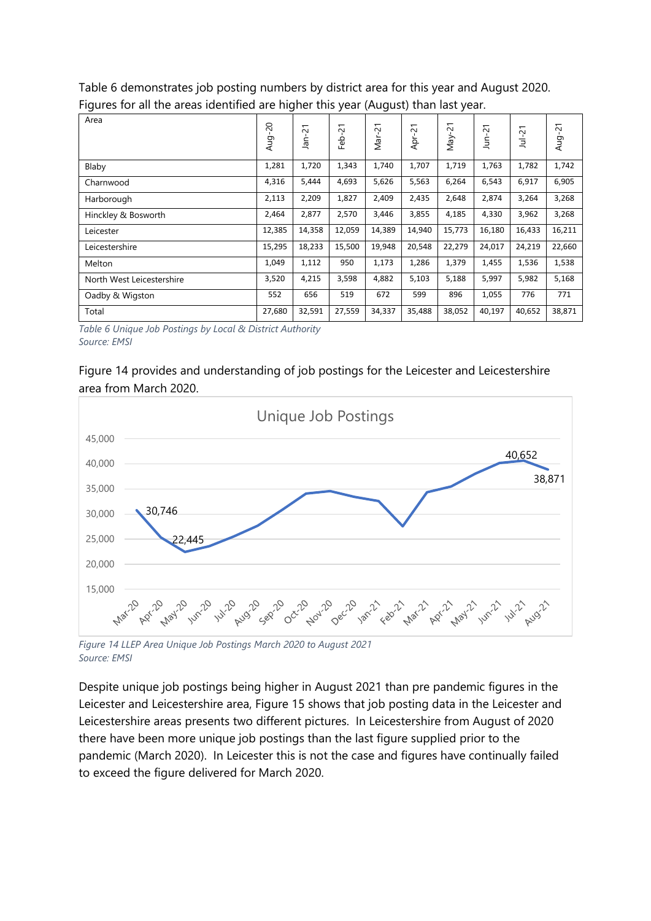Table 6 demonstrates job posting numbers by district area for this year and August 2020. Figures for all the areas identified are higher this year (August) than last year.

| Area | Aug-20 | Jan-21 | Feb-21 | Mar-21 | Apr-21 | May-21 | Jun-21 | Jul-21 | Aug-21 |
|---|---|---|---|---|---|---|---|---|---|
| Blaby | 1,281 | 1,720 | 1,343 | 1,740 | 1,707 | 1,719 | 1,763 | 1,782 | 1,742 |
| Charnwood | 4,316 | 5,444 | 4,693 | 5,626 | 5,563 | 6,264 | 6,543 | 6,917 | 6,905 |
| Harborough | 2,113 | 2,209 | 1,827 | 2,409 | 2,435 | 2,648 | 2,874 | 3,264 | 3,268 |
| Hinckley & Bosworth | 2,464 | 2,877 | 2,570 | 3,446 | 3,855 | 4,185 | 4,330 | 3,962 | 3,268 |
| Leicester | 12,385 | 14,358 | 12,059 | 14,389 | 14,940 | 15,773 | 16,180 | 16,433 | 16,211 |
| Leicestershire | 15,295 | 18,233 | 15,500 | 19,948 | 20,548 | 22,279 | 24,017 | 24,219 | 22,660 |
| Melton | 1,049 | 1,112 | 950 | 1,173 | 1,286 | 1,379 | 1,455 | 1,536 | 1,538 |
| North West Leicestershire | 3,520 | 4,215 | 3,598 | 4,882 | 5,103 | 5,188 | 5,997 | 5,982 | 5,168 |
| Oadby & Wigston | 552 | 656 | 519 | 672 | 599 | 896 | 1,055 | 776 | 771 |
| Total | 27,680 | 32,591 | 27,559 | 34,337 | 35,488 | 38,052 | 40,197 | 40,652 | 38,871 |

*Table 6 Unique Job Postings by Local & District Authority*
*Source: EMSI*

Figure 14 provides and understanding of job postings for the Leicester and Leicestershire area from March 2020.

*Figure 14 LLEP Area Unique Job Postings March 2020 to August 2021*
*Source: EMSI*

Despite unique job postings being higher in August 2021 than pre pandemic figures in the Leicester and Leicestershire area, Figure 15 shows that job posting data in the Leicester and Leicestershire areas presents two different pictures. In Leicestershire from August of 2020 there have been more unique job postings than the last figure supplied prior to the pandemic (March 2020). In Leicester this is not the case and figures have continually failed to exceed the figure delivered for March 2020.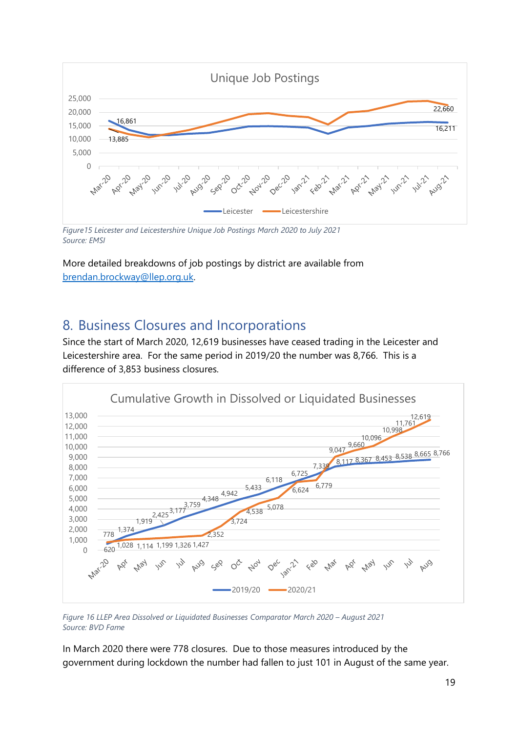Figure15 Leicester and Leicestershire Unique Job Postings March 2020 to July 2021
Source: EMSI

More detailed breakdowns of job postings by district are available from brendan.brockway@llep.org.uk.

## 8. Business Closures and Incorporations

Since the start of March 2020, 12,619 businesses have ceased trading in the Leicester and Leicestershire area. For the same period in 2019/20 the number was 8,766. This is a difference of 3,853 business closures.

Figure 16 LLEP Area Dissolved or Liquidated Businesses Comparator March 2020 – August 2021
Source: BVD Fame

In March 2020 there were 778 closures. Due to those measures introduced by the government during lockdown the number had fallen to just 101 in August of the same year.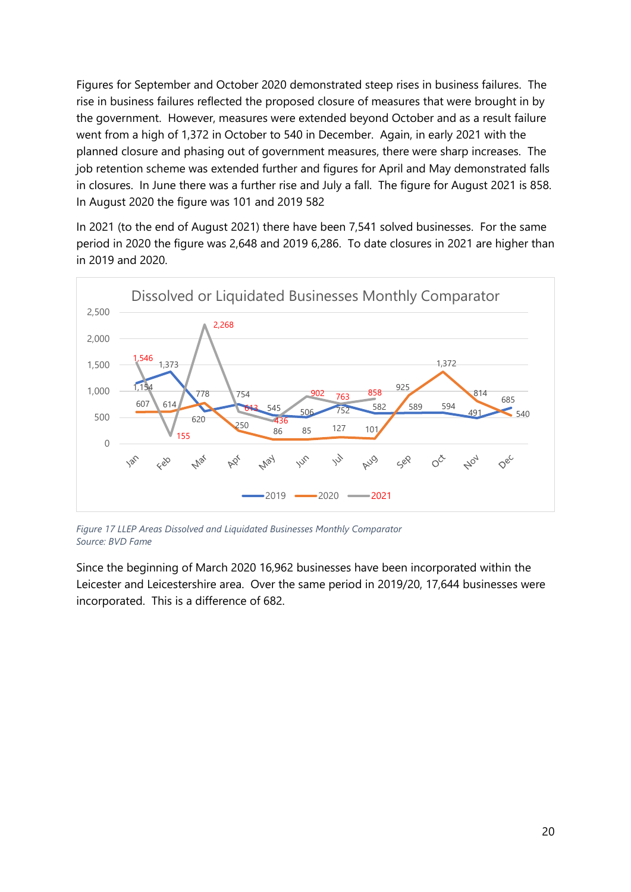Figures for September and October 2020 demonstrated steep rises in business failures. The rise in business failures reflected the proposed closure of measures that were brought in by the government. However, measures were extended beyond October and as a result failure went from a high of 1,372 in October to 540 in December. Again, in early 2021 with the planned closure and phasing out of government measures, there were sharp increases. The job retention scheme was extended further and figures for April and May demonstrated falls in closures. In June there was a further rise and July a fall. The figure for August 2021 is 858. In August 2020 the figure was 101 and 2019 582

In 2021 (to the end of August 2021) there have been 7,541 solved businesses. For the same period in 2020 the figure was 2,648 and 2019 6,286. To date closures in 2021 are higher than in 2019 and 2020.

**Dissolved or Liquidated Businesses Monthly Comparator**

| Month | 2019 | 2020 | 2021 |
|---|---|---|---|
| Jan | 1,154 | 607 | 1,546 |
| Feb | 1,373 | 614 | 155 |
| Mar | 620 | 778 | 2,268 |
| Apr | 754 | 250 | 613 |
| May | 545 | 86 | 436 |
| Jun | 506 | 85 | 902 |
| Jul | 752 | 127 | 763 |
| Aug | 582 | 101 | 858 |
| Sep | 589 | 925 | |
| Oct | 594 | 1,372 | |
| Nov | 491 | 814 | |
| Dec | 685 | 540 | |

*Figure 17 LLEP Areas Dissolved and Liquidated Businesses Monthly Comparator*
*Source: BVD Fame*

Since the beginning of March 2020 16,962 businesses have been incorporated within the Leicester and Leicestershire area. Over the same period in 2019/20, 17,644 businesses were incorporated. This is a difference of 682.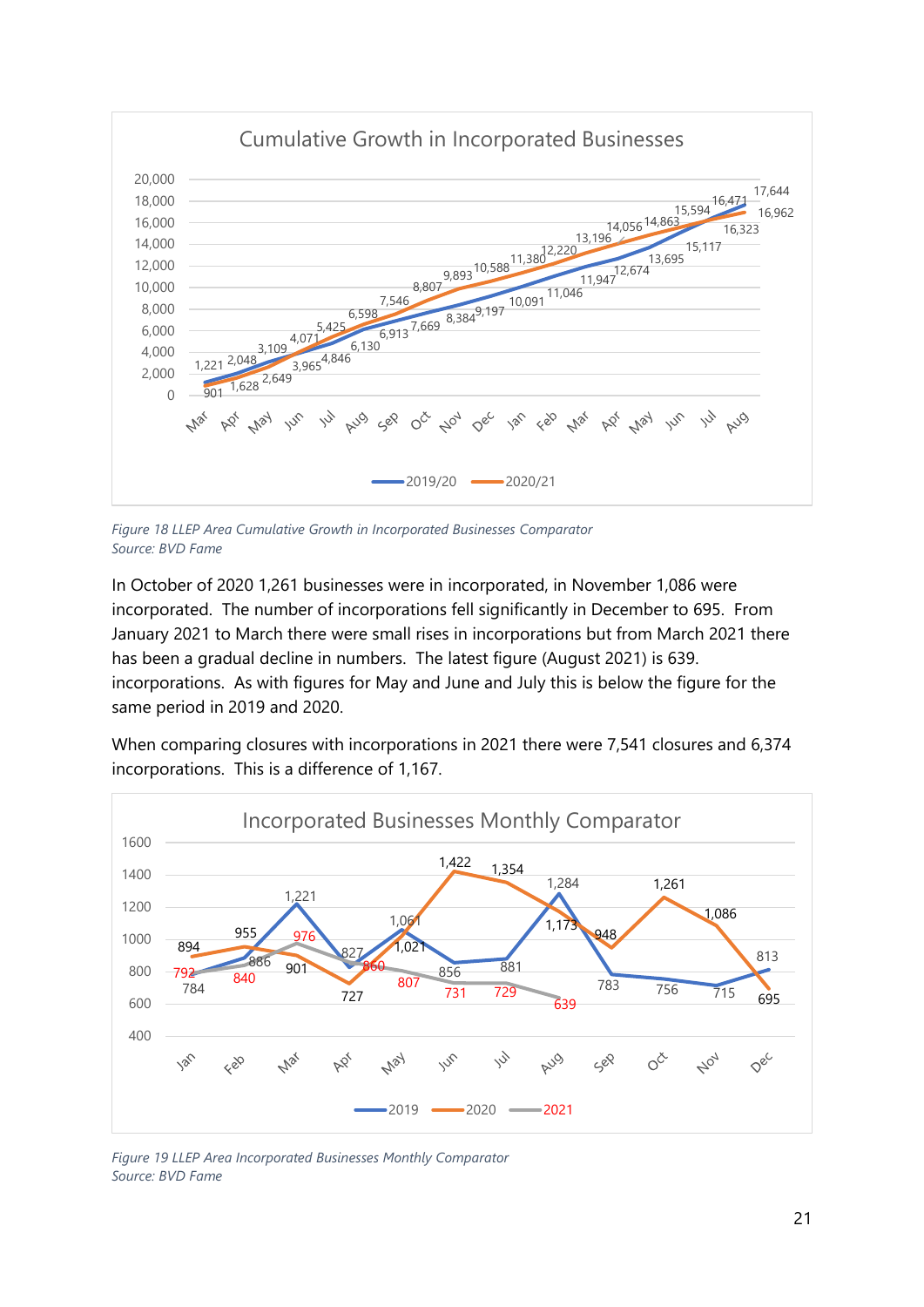*Figure 18 LLEP Area Cumulative Growth in Incorporated Businesses Comparator*
*Source: BVD Fame*

In October of 2020 1,261 businesses were in incorporated, in November 1,086 were incorporated. The number of incorporations fell significantly in December to 695. From January 2021 to March there were small rises in incorporations but from March 2021 there has been a gradual decline in numbers. The latest figure (August 2021) is 639. incorporations. As with figures for May and June and July this is below the figure for the same period in 2019 and 2020.

When comparing closures with incorporations in 2021 there were 7,541 closures and 6,374 incorporations. This is a difference of 1,167.

*Figure 19 LLEP Area Incorporated Businesses Monthly Comparator*
*Source: BVD Fame*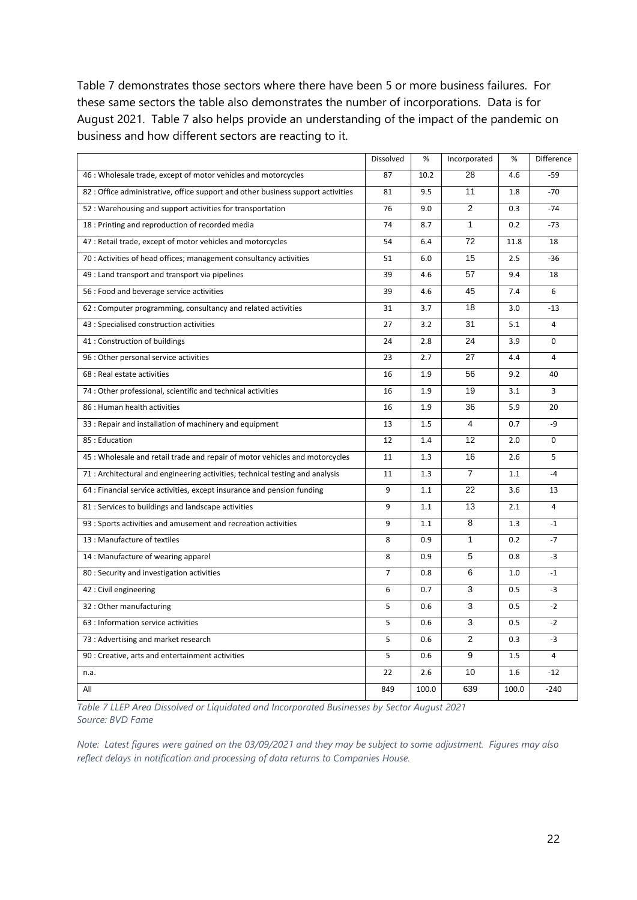Table 7 demonstrates those sectors where there have been 5 or more business failures. For these same sectors the table also demonstrates the number of incorporations. Data is for August 2021. Table 7 also helps provide an understanding of the impact of the pandemic on business and how different sectors are reacting to it.

| | Dissolved | % | Incorporated | % | Difference |
|---|---|---|---|---|---|
| 46 : Wholesale trade, except of motor vehicles and motorcycles | 87 | 10.2 | 28 | 4.6 | -59 |
| 82 : Office administrative, office support and other business support activities | 81 | 9.5 | 11 | 1.8 | -70 |
| 52 : Warehousing and support activities for transportation | 76 | 9.0 | 2 | 0.3 | -74 |
| 18 : Printing and reproduction of recorded media | 74 | 8.7 | 1 | 0.2 | -73 |
| 47 : Retail trade, except of motor vehicles and motorcycles | 54 | 6.4 | 72 | 11.8 | 18 |
| 70 : Activities of head offices; management consultancy activities | 51 | 6.0 | 15 | 2.5 | -36 |
| 49 : Land transport and transport via pipelines | 39 | 4.6 | 57 | 9.4 | 18 |
| 56 : Food and beverage service activities | 39 | 4.6 | 45 | 7.4 | 6 |
| 62 : Computer programming, consultancy and related activities | 31 | 3.7 | 18 | 3.0 | -13 |
| 43 : Specialised construction activities | 27 | 3.2 | 31 | 5.1 | 4 |
| 41 : Construction of buildings | 24 | 2.8 | 24 | 3.9 | 0 |
| 96 : Other personal service activities | 23 | 2.7 | 27 | 4.4 | 4 |
| 68 : Real estate activities | 16 | 1.9 | 56 | 9.2 | 40 |
| 74 : Other professional, scientific and technical activities | 16 | 1.9 | 19 | 3.1 | 3 |
| 86 : Human health activities | 16 | 1.9 | 36 | 5.9 | 20 |
| 33 : Repair and installation of machinery and equipment | 13 | 1.5 | 4 | 0.7 | -9 |
| 85 : Education | 12 | 1.4 | 12 | 2.0 | 0 |
| 45 : Wholesale and retail trade and repair of motor vehicles and motorcycles | 11 | 1.3 | 16 | 2.6 | 5 |
| 71 : Architectural and engineering activities; technical testing and analysis | 11 | 1.3 | 7 | 1.1 | -4 |
| 64 : Financial service activities, except insurance and pension funding | 9 | 1.1 | 22 | 3.6 | 13 |
| 81 : Services to buildings and landscape activities | 9 | 1.1 | 13 | 2.1 | 4 |
| 93 : Sports activities and amusement and recreation activities | 9 | 1.1 | 8 | 1.3 | -1 |
| 13 : Manufacture of textiles | 8 | 0.9 | 1 | 0.2 | -7 |
| 14 : Manufacture of wearing apparel | 8 | 0.9 | 5 | 0.8 | -3 |
| 80 : Security and investigation activities | 7 | 0.8 | 6 | 1.0 | -1 |
| 42 : Civil engineering | 6 | 0.7 | 3 | 0.5 | -3 |
| 32 : Other manufacturing | 5 | 0.6 | 3 | 0.5 | -2 |
| 63 : Information service activities | 5 | 0.6 | 3 | 0.5 | -2 |
| 73 : Advertising and market research | 5 | 0.6 | 2 | 0.3 | -3 |
| 90 : Creative, arts and entertainment activities | 5 | 0.6 | 9 | 1.5 | 4 |
| n.a. | 22 | 2.6 | 10 | 1.6 | -12 |
| All | 849 | 100.0 | 639 | 100.0 | -240 |

*Table 7 LLEP Area Dissolved or Liquidated and Incorporated Businesses by Sector August 2021*
*Source: BVD Fame*

*Note: Latest figures were gained on the 03/09/2021 and they may be subject to some adjustment. Figures may also reflect delays in notification and processing of data returns to Companies House.*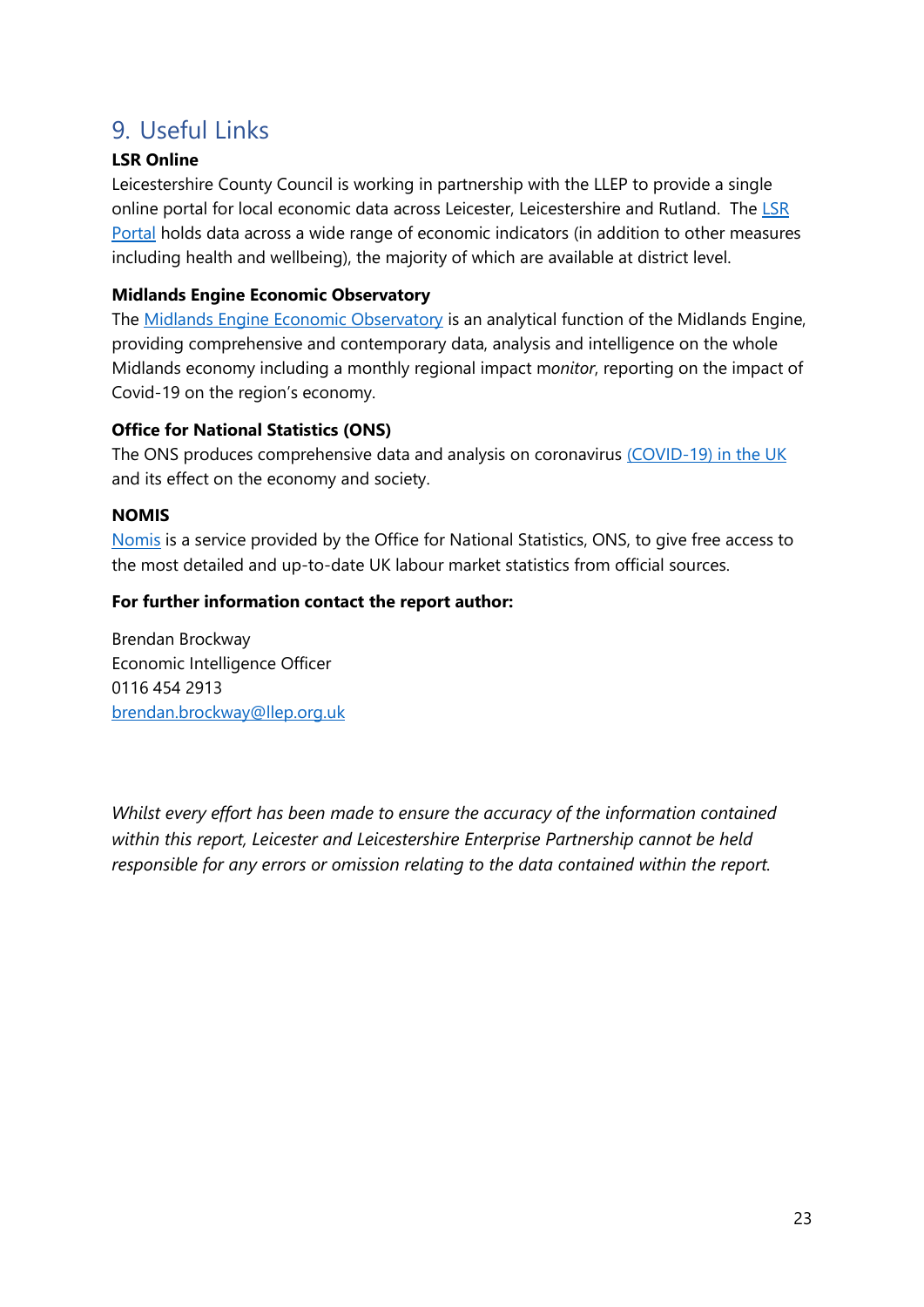# 9. Useful Links

**LSR Online**

Leicestershire County Council is working in partnership with the LLEP to provide a single online portal for local economic data across Leicester, Leicestershire and Rutland. The LSR Portal holds data across a wide range of economic indicators (in addition to other measures including health and wellbeing), the majority of which are available at district level.

**Midlands Engine Economic Observatory**

The Midlands Engine Economic Observatory is an analytical function of the Midlands Engine, providing comprehensive and contemporary data, analysis and intelligence on the whole Midlands economy including a monthly regional impact m*onitor*, reporting on the impact of Covid-19 on the region's economy.

**Office for National Statistics (ONS)**

The ONS produces comprehensive data and analysis on coronavirus (COVID-19) in the UK and its effect on the economy and society.

**NOMIS**

Nomis is a service provided by the Office for National Statistics, ONS, to give free access to the most detailed and up-to-date UK labour market statistics from official sources.

**For further information contact the report author:**

Brendan Brockway
Economic Intelligence Officer
0116 454 2913
brendan.brockway@llep.org.uk

*Whilst every effort has been made to ensure the accuracy of the information contained within this report, Leicester and Leicestershire Enterprise Partnership cannot be held responsible for any errors or omission relating to the data contained within the report.*